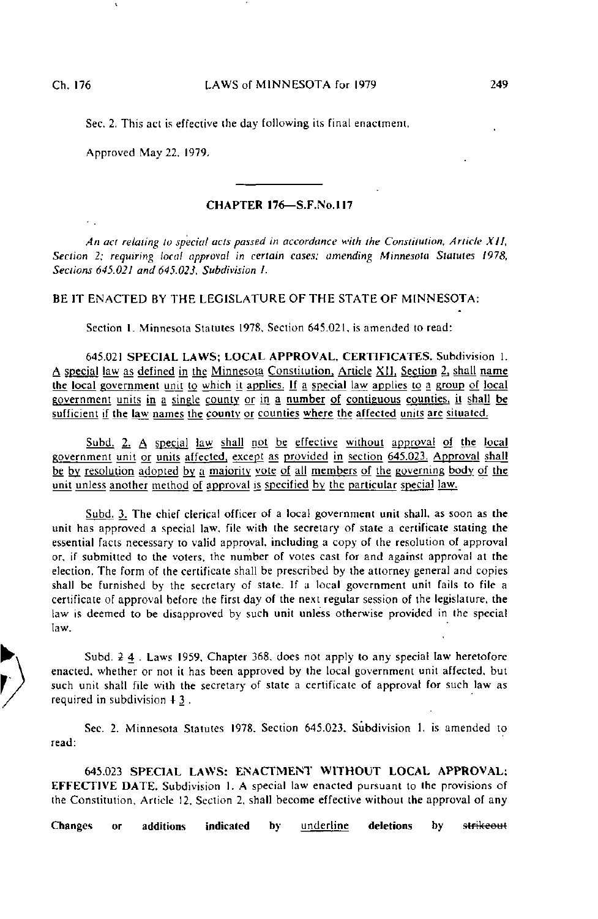Sec. 2. This act is effective the day following its final enactment.

Approved May 22, 1979.

---

## CHAPTER 176—S.F.No.117

*An act relating to special acts passed in accordance with the Constitution, Article XII, Section 2; requiring local approval in certain cases; amending Minnesota Statutes 1978, Sections 645.021 and 645.023, Subdivision 1.*

BE IT ENACTED BY THE LEGISLATURE OF THE STATE OF MINNESOTA:

Section 1. Minnesota Statutes 1978, Section 645.021, is amended to read:

645.021 **SPECIAL LAWS; LOCAL APPROVAL, CERTIFICATES.** Subdivision 1. <u>A special law as defined in the Minnesota Constitution, Article XII, Section 2, shall name the local government unit to which it applies. If a special law applies to a group of local government units in a single county or in a number of contiguous counties, it shall be sufficient if the law names the county or counties where the affected units are situated.</u>

<u>Subd. 2. A special law shall not be effective without approval of the local government unit or units affected, except as provided in section 645.023. Approval shall be by resolution adopted by a majority vote of all members of the governing body of the unit unless another method of approval is specified by the particular special law.</u>

<u>Subd. 3.</u> The chief clerical officer of a local government unit shall, as soon as the unit has approved a special law, file with the secretary of state a certificate stating the essential facts necessary to valid approval, including a copy of the resolution of approval or, if submitted to the voters, the number of votes cast for and against approval at the election. The form of the certificate shall be prescribed by the attorney general and copies shall be furnished by the secretary of state. If a local government unit fails to file a certificate of approval before the first day of the next regular session of the legislature, the law is deemed to be disapproved by such unit unless otherwise provided in the special law.

Subd. ~~2~~ <u>4</u> . Laws 1959, Chapter 368, does not apply to any special law heretofore enacted, whether or not it has been approved by the local government unit affected, but such unit shall file with the secretary of state a certificate of approval for such law as required in subdivision ~~1~~ <u>3</u> .

Sec. 2. Minnesota Statutes 1978, Section 645.023, Subdivision 1, is amended to read:

645.023 **SPECIAL LAWS: ENACTMENT WITHOUT LOCAL APPROVAL; EFFECTIVE DATE.** Subdivision 1. A special law enacted pursuant to the provisions of the Constitution, Article 12, Section 2, shall become effective without the approval of any

Changes or additions indicated by <u>underline</u> deletions by ~~strikeout~~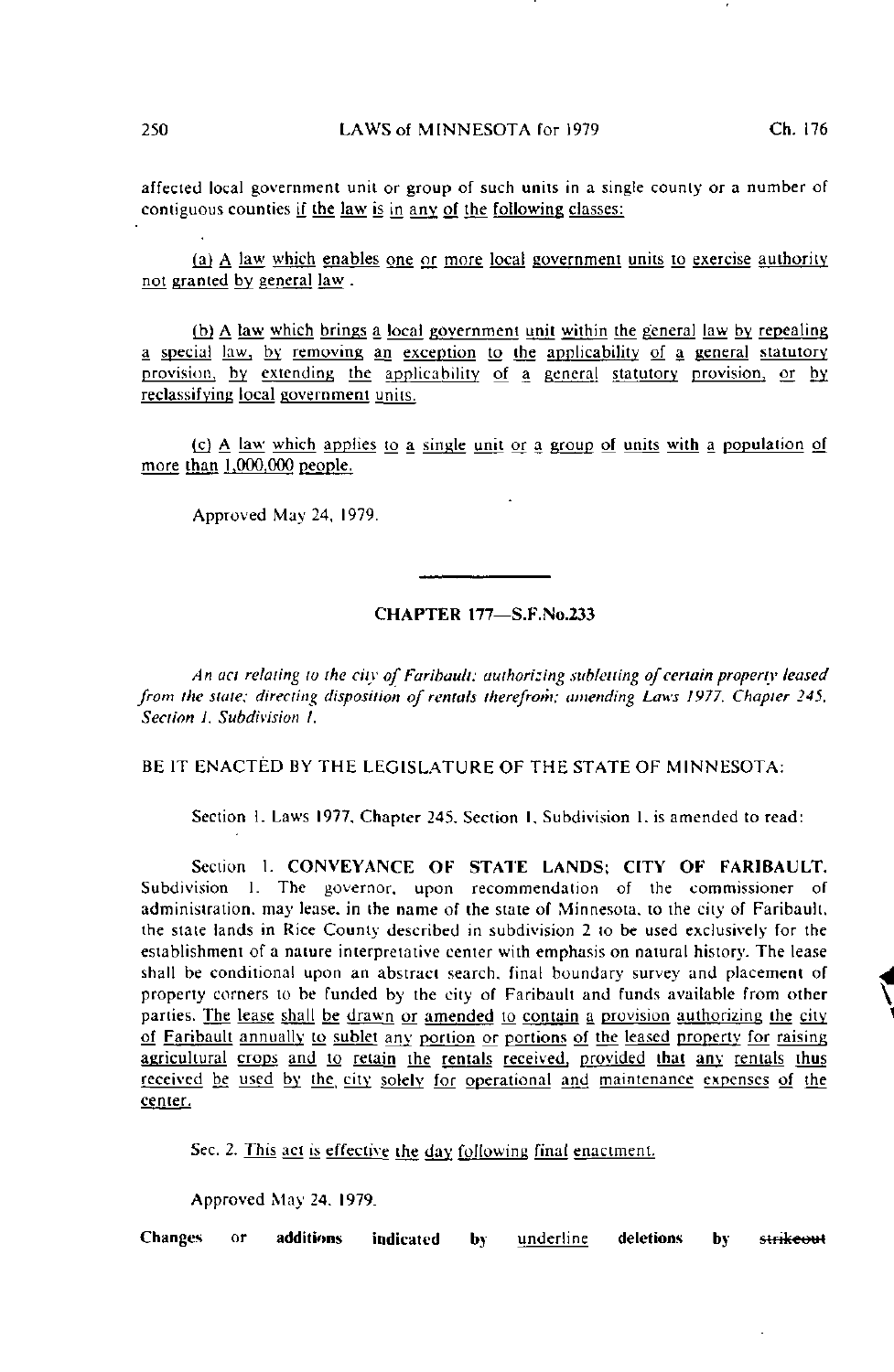affected local government unit or group of such units in a single county or a number of contiguous counties if the law is in any of the following classes:

(a) A law which enables one or more local government units to exercise authority not granted by general law .

(b) A law which brings a local government unit within the general law by repealing a special law, by removing an exception to the applicability of a general statutory provision, by extending the applicability of a general statutory provision, or by reclassifying local government units.

(c) A law which applies to a single unit or a group of units with a population of more than 1,000,000 people.

Approved May 24, 1979.

---

## CHAPTER 177—S.F.No.233

*An act relating to the city of Faribault; authorizing subletting of certain property leased from the state; directing disposition of rentals therefrom; amending Laws 1977, Chapter 245, Section 1, Subdivision 1.*

BE IT ENACTED BY THE LEGISLATURE OF THE STATE OF MINNESOTA:

Section 1. Laws 1977, Chapter 245, Section 1, Subdivision 1, is amended to read:

Section 1. **CONVEYANCE OF STATE LANDS; CITY OF FARIBAULT.** Subdivision 1. The governor, upon recommendation of the commissioner of administration, may lease, in the name of the state of Minnesota, to the city of Faribault, the state lands in Rice County described in subdivision 2 to be used exclusively for the establishment of a nature interpretative center with emphasis on natural history. The lease shall be conditional upon an abstract search, final boundary survey and placement of property corners to be funded by the city of Faribault and funds available from other parties. The lease shall be drawn or amended to contain a provision authorizing the city of Faribault annually to sublet any portion or portions of the leased property for raising agricultural crops and to retain the rentals received, provided that any rentals thus received be used by the city solely for operational and maintenance expenses of the center.

Sec. 2. This act is effective the day following final enactment.

Approved May 24, 1979.

**Changes or additions indicated by** underline **deletions by** ~~strikeout~~